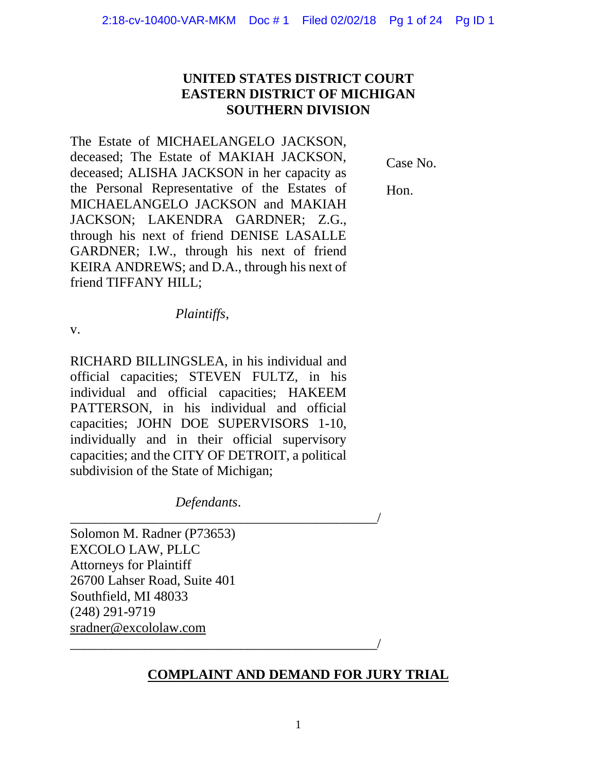**UNITED STATES DISTRICT COURT**
**EASTERN DISTRICT OF MICHIGAN**
**SOUTHERN DIVISION**

The Estate of MICHAELANGELO JACKSON, deceased; The Estate of MAKIAH JACKSON, deceased; ALISHA JACKSON in her capacity as the Personal Representative of the Estates of MICHAELANGELO JACKSON and MAKIAH JACKSON; LAKENDRA GARDNER; Z.G., through his next of friend DENISE LASALLE GARDNER; I.W., through his next of friend KEIRA ANDREWS; and D.A., through his next of friend TIFFANY HILL;

Case No.

Hon.

*Plaintiffs*,

v.

RICHARD BILLINGSLEA, in his individual and official capacities; STEVEN FULTZ, in his individual and official capacities; HAKEEM PATTERSON, in his individual and official capacities; JOHN DOE SUPERVISORS 1-10, individually and in their official supervisory capacities; and the CITY OF DETROIT, a political subdivision of the State of Michigan;

*Defendants*.

______________________________________________/

Solomon M. Radner (P73653)
EXCOLO LAW, PLLC
Attorneys for Plaintiff
26700 Lahser Road, Suite 401
Southfield, MI 48033
(248) 291-9719
sradner@excololaw.com

______________________________________________/

**COMPLAINT AND DEMAND FOR JURY TRIAL**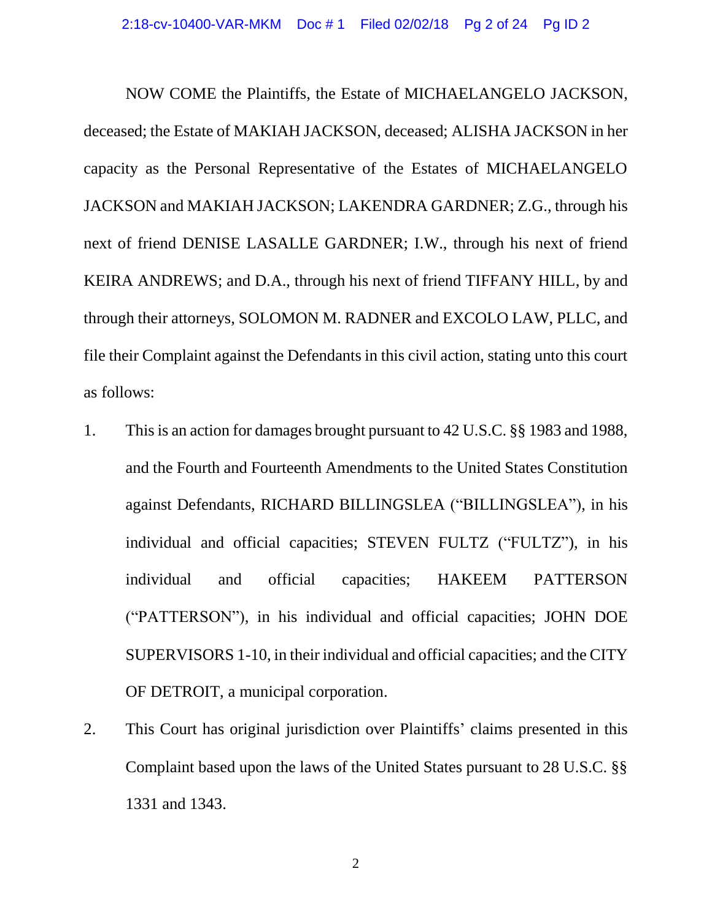NOW COME the Plaintiffs, the Estate of MICHAELANGELO JACKSON, deceased; the Estate of MAKIAH JACKSON, deceased; ALISHA JACKSON in her capacity as the Personal Representative of the Estates of MICHAELANGELO JACKSON and MAKIAH JACKSON; LAKENDRA GARDNER; Z.G., through his next of friend DENISE LASALLE GARDNER; I.W., through his next of friend KEIRA ANDREWS; and D.A., through his next of friend TIFFANY HILL, by and through their attorneys, SOLOMON M. RADNER and EXCOLO LAW, PLLC, and file their Complaint against the Defendants in this civil action, stating unto this court as follows:

1. This is an action for damages brought pursuant to 42 U.S.C. §§ 1983 and 1988, and the Fourth and Fourteenth Amendments to the United States Constitution against Defendants, RICHARD BILLINGSLEA ("BILLINGSLEA"), in his individual and official capacities; STEVEN FULTZ ("FULTZ"), in his individual and official capacities; HAKEEM PATTERSON ("PATTERSON"), in his individual and official capacities; JOHN DOE SUPERVISORS 1-10, in their individual and official capacities; and the CITY OF DETROIT, a municipal corporation.

2. This Court has original jurisdiction over Plaintiffs' claims presented in this Complaint based upon the laws of the United States pursuant to 28 U.S.C. §§ 1331 and 1343.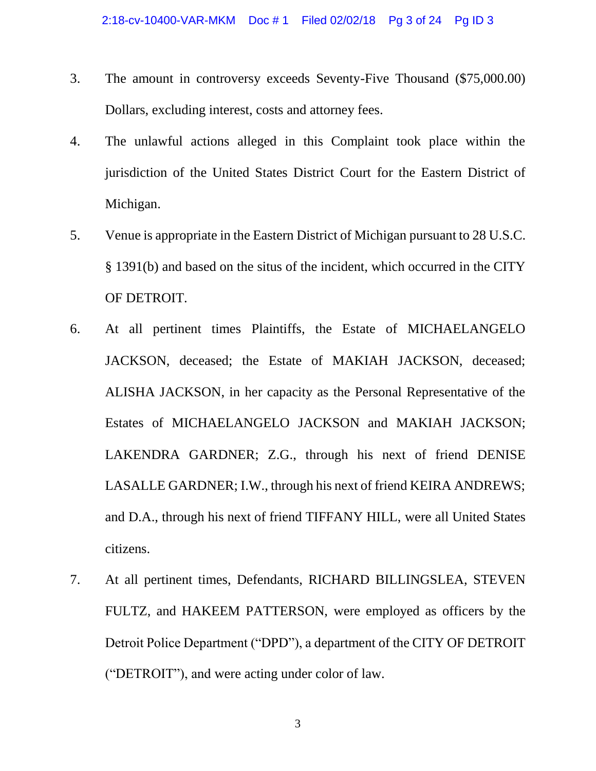3. The amount in controversy exceeds Seventy-Five Thousand ($75,000.00) Dollars, excluding interest, costs and attorney fees.

4. The unlawful actions alleged in this Complaint took place within the jurisdiction of the United States District Court for the Eastern District of Michigan.

5. Venue is appropriate in the Eastern District of Michigan pursuant to 28 U.S.C. § 1391(b) and based on the situs of the incident, which occurred in the CITY OF DETROIT.

6. At all pertinent times Plaintiffs, the Estate of MICHAELANGELO JACKSON, deceased; the Estate of MAKIAH JACKSON, deceased; ALISHA JACKSON, in her capacity as the Personal Representative of the Estates of MICHAELANGELO JACKSON and MAKIAH JACKSON; LAKENDRA GARDNER; Z.G., through his next of friend DENISE LASALLE GARDNER; I.W., through his next of friend KEIRA ANDREWS; and D.A., through his next of friend TIFFANY HILL, were all United States citizens.

7. At all pertinent times, Defendants, RICHARD BILLINGSLEA, STEVEN FULTZ, and HAKEEM PATTERSON, were employed as officers by the Detroit Police Department ("DPD"), a department of the CITY OF DETROIT ("DETROIT"), and were acting under color of law.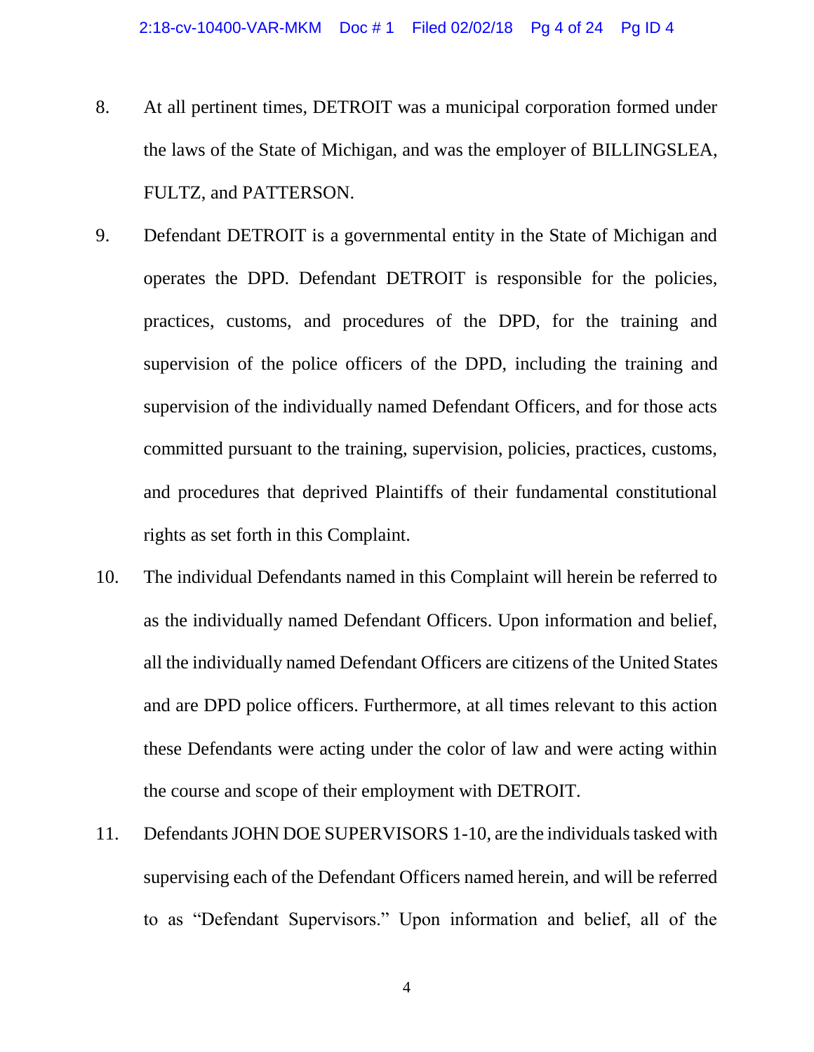8. At all pertinent times, DETROIT was a municipal corporation formed under the laws of the State of Michigan, and was the employer of BILLINGSLEA, FULTZ, and PATTERSON.

9. Defendant DETROIT is a governmental entity in the State of Michigan and operates the DPD. Defendant DETROIT is responsible for the policies, practices, customs, and procedures of the DPD, for the training and supervision of the police officers of the DPD, including the training and supervision of the individually named Defendant Officers, and for those acts committed pursuant to the training, supervision, policies, practices, customs, and procedures that deprived Plaintiffs of their fundamental constitutional rights as set forth in this Complaint.

10. The individual Defendants named in this Complaint will herein be referred to as the individually named Defendant Officers. Upon information and belief, all the individually named Defendant Officers are citizens of the United States and are DPD police officers. Furthermore, at all times relevant to this action these Defendants were acting under the color of law and were acting within the course and scope of their employment with DETROIT.

11. Defendants JOHN DOE SUPERVISORS 1-10, are the individuals tasked with supervising each of the Defendant Officers named herein, and will be referred to as "Defendant Supervisors." Upon information and belief, all of the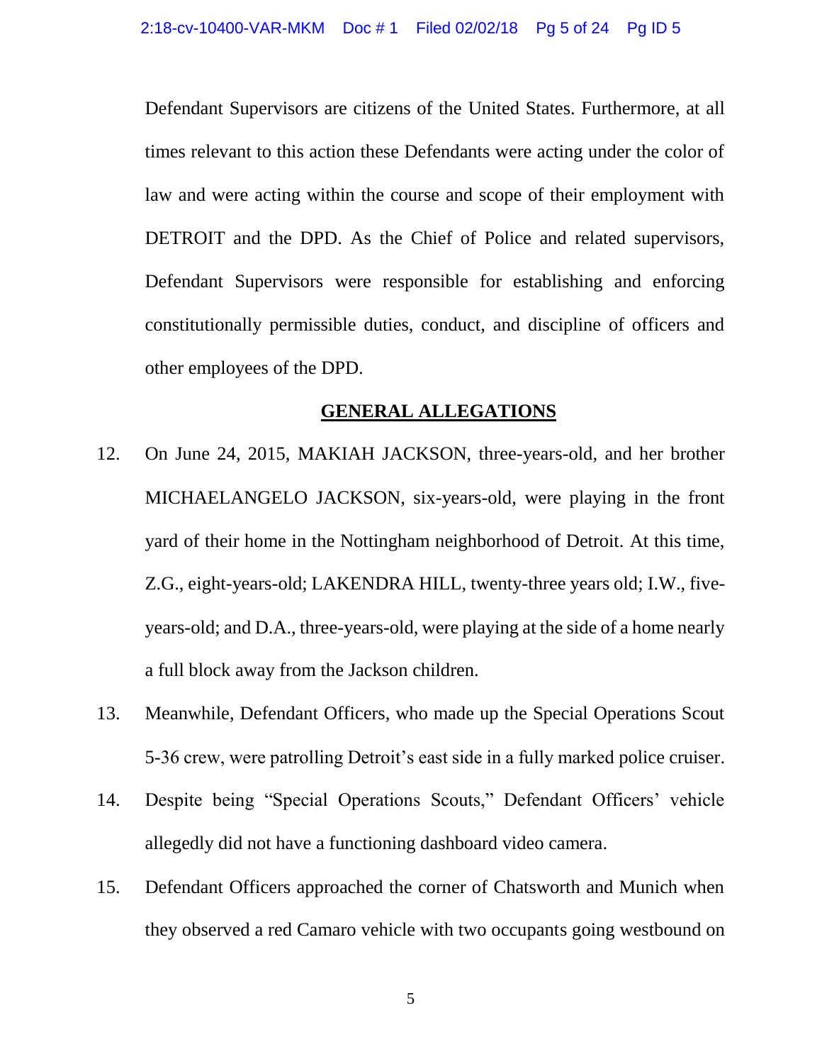Defendant Supervisors are citizens of the United States. Furthermore, at all times relevant to this action these Defendants were acting under the color of law and were acting within the course and scope of their employment with DETROIT and the DPD. As the Chief of Police and related supervisors, Defendant Supervisors were responsible for establishing and enforcing constitutionally permissible duties, conduct, and discipline of officers and other employees of the DPD.

## GENERAL ALLEGATIONS

12. On June 24, 2015, MAKIAH JACKSON, three-years-old, and her brother MICHAELANGELO JACKSON, six-years-old, were playing in the front yard of their home in the Nottingham neighborhood of Detroit. At this time, Z.G., eight-years-old; LAKENDRA HILL, twenty-three years old; I.W., five-years-old; and D.A., three-years-old, were playing at the side of a home nearly a full block away from the Jackson children.

13. Meanwhile, Defendant Officers, who made up the Special Operations Scout 5-36 crew, were patrolling Detroit's east side in a fully marked police cruiser.

14. Despite being "Special Operations Scouts," Defendant Officers' vehicle allegedly did not have a functioning dashboard video camera.

15. Defendant Officers approached the corner of Chatsworth and Munich when they observed a red Camaro vehicle with two occupants going westbound on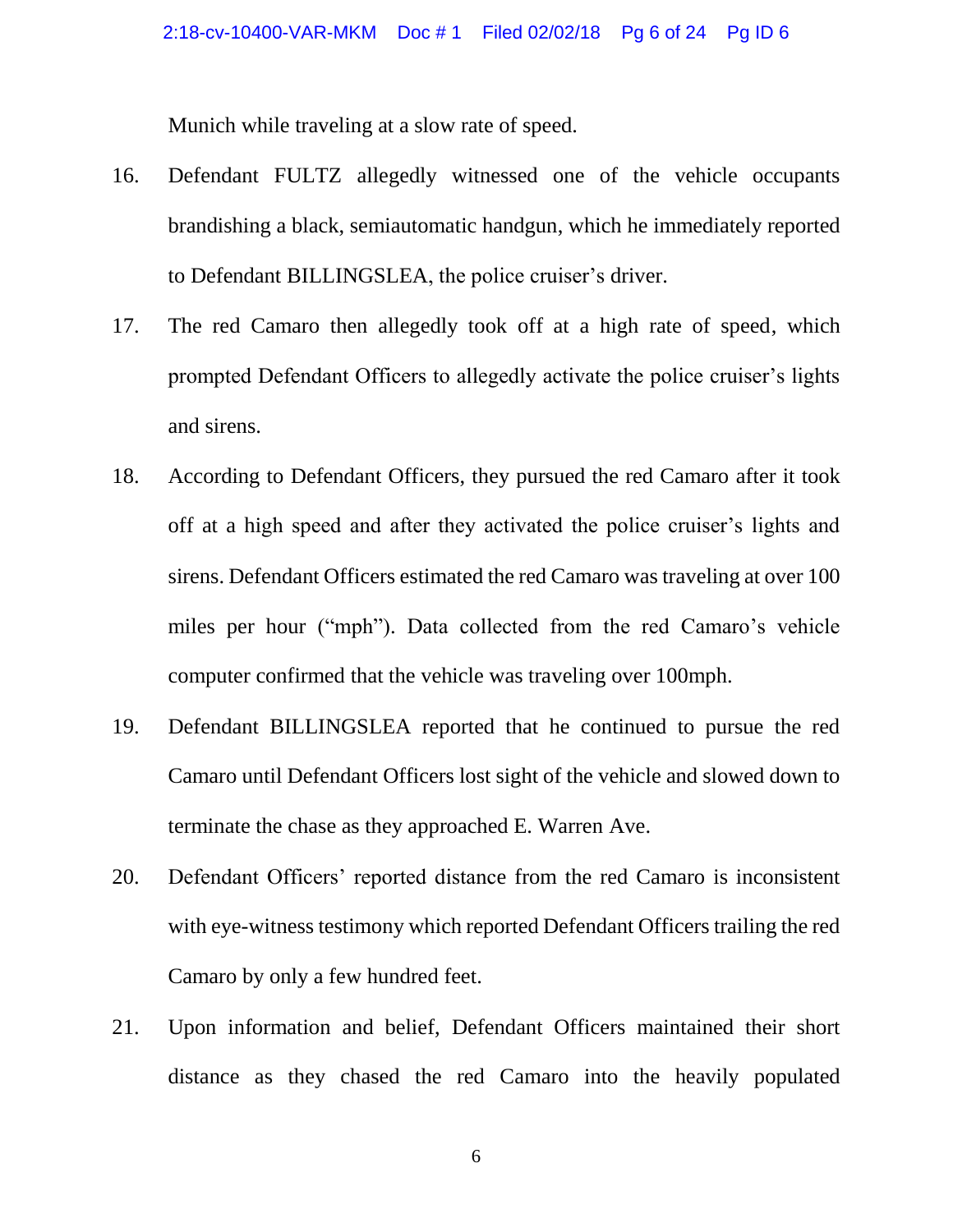Munich while traveling at a slow rate of speed.

16. Defendant FULTZ allegedly witnessed one of the vehicle occupants brandishing a black, semiautomatic handgun, which he immediately reported to Defendant BILLINGSLEA, the police cruiser's driver.

17. The red Camaro then allegedly took off at a high rate of speed, which prompted Defendant Officers to allegedly activate the police cruiser's lights and sirens.

18. According to Defendant Officers, they pursued the red Camaro after it took off at a high speed and after they activated the police cruiser's lights and sirens. Defendant Officers estimated the red Camaro was traveling at over 100 miles per hour ("mph"). Data collected from the red Camaro's vehicle computer confirmed that the vehicle was traveling over 100mph.

19. Defendant BILLINGSLEA reported that he continued to pursue the red Camaro until Defendant Officers lost sight of the vehicle and slowed down to terminate the chase as they approached E. Warren Ave.

20. Defendant Officers' reported distance from the red Camaro is inconsistent with eye-witness testimony which reported Defendant Officers trailing the red Camaro by only a few hundred feet.

21. Upon information and belief, Defendant Officers maintained their short distance as they chased the red Camaro into the heavily populated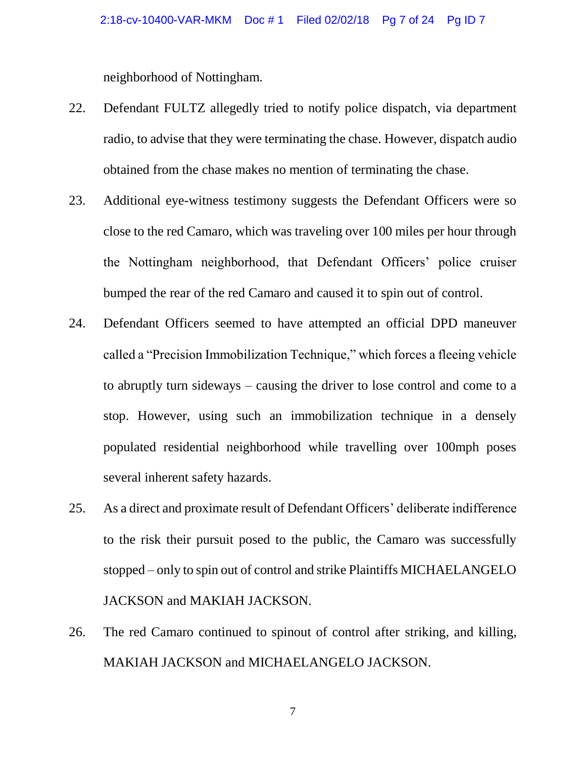neighborhood of Nottingham.

22. Defendant FULTZ allegedly tried to notify police dispatch, via department radio, to advise that they were terminating the chase. However, dispatch audio obtained from the chase makes no mention of terminating the chase.

23. Additional eye-witness testimony suggests the Defendant Officers were so close to the red Camaro, which was traveling over 100 miles per hour through the Nottingham neighborhood, that Defendant Officers' police cruiser bumped the rear of the red Camaro and caused it to spin out of control.

24. Defendant Officers seemed to have attempted an official DPD maneuver called a "Precision Immobilization Technique," which forces a fleeing vehicle to abruptly turn sideways – causing the driver to lose control and come to a stop. However, using such an immobilization technique in a densely populated residential neighborhood while travelling over 100mph poses several inherent safety hazards.

25. As a direct and proximate result of Defendant Officers' deliberate indifference to the risk their pursuit posed to the public, the Camaro was successfully stopped – only to spin out of control and strike Plaintiffs MICHAELANGELO JACKSON and MAKIAH JACKSON.

26. The red Camaro continued to spinout of control after striking, and killing, MAKIAH JACKSON and MICHAELANGELO JACKSON.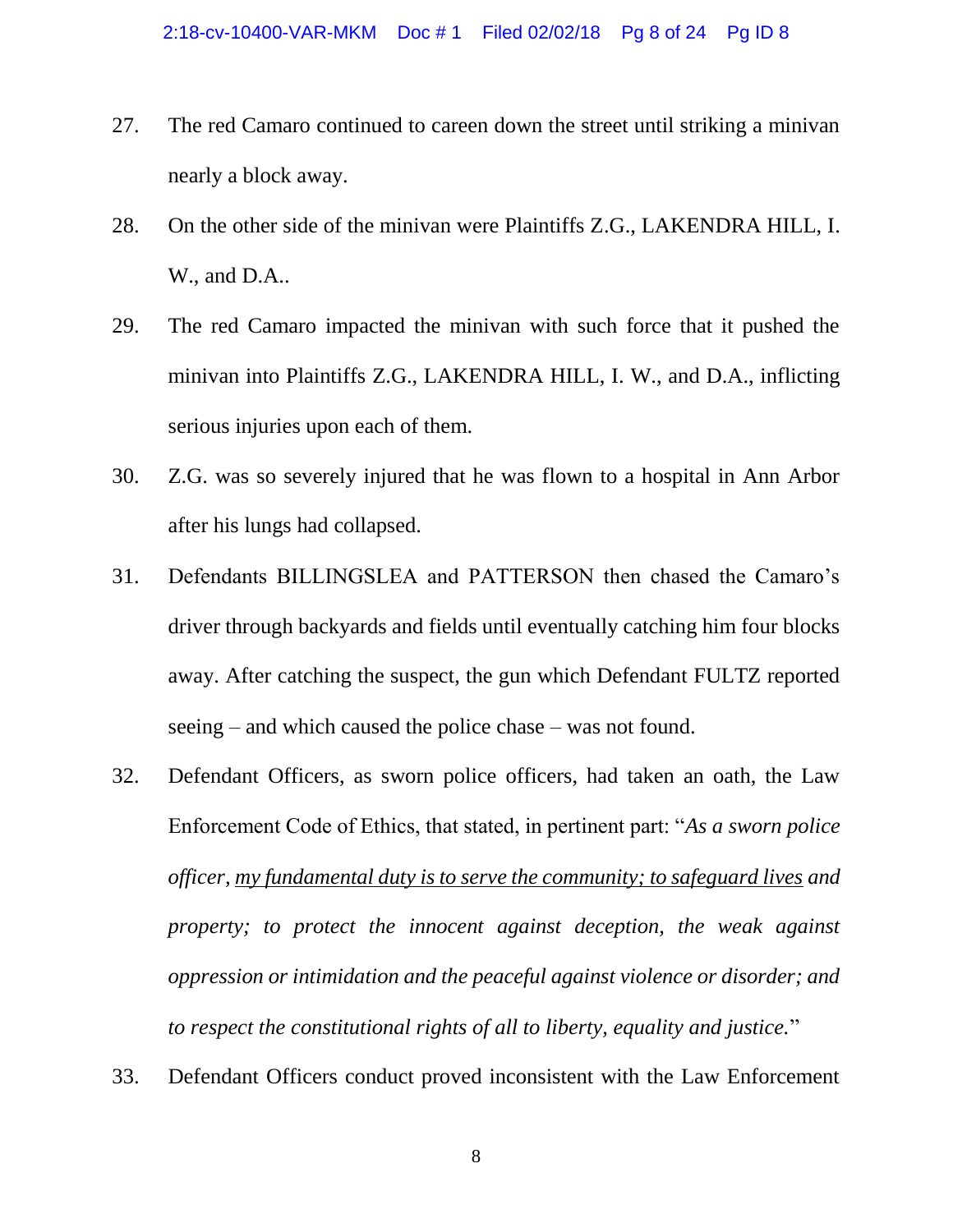27. The red Camaro continued to careen down the street until striking a minivan nearly a block away.

28. On the other side of the minivan were Plaintiffs Z.G., LAKENDRA HILL, I. W., and D.A..

29. The red Camaro impacted the minivan with such force that it pushed the minivan into Plaintiffs Z.G., LAKENDRA HILL, I. W., and D.A., inflicting serious injuries upon each of them.

30. Z.G. was so severely injured that he was flown to a hospital in Ann Arbor after his lungs had collapsed.

31. Defendants BILLINGSLEA and PATTERSON then chased the Camaro's driver through backyards and fields until eventually catching him four blocks away. After catching the suspect, the gun which Defendant FULTZ reported seeing – and which caused the police chase – was not found.

32. Defendant Officers, as sworn police officers, had taken an oath, the Law Enforcement Code of Ethics, that stated, in pertinent part: "*As a sworn police officer, <u>my fundamental duty is to serve the community; to safeguard lives</u> and property; to protect the innocent against deception, the weak against oppression or intimidation and the peaceful against violence or disorder; and to respect the constitutional rights of all to liberty, equality and justice.*"

33. Defendant Officers conduct proved inconsistent with the Law Enforcement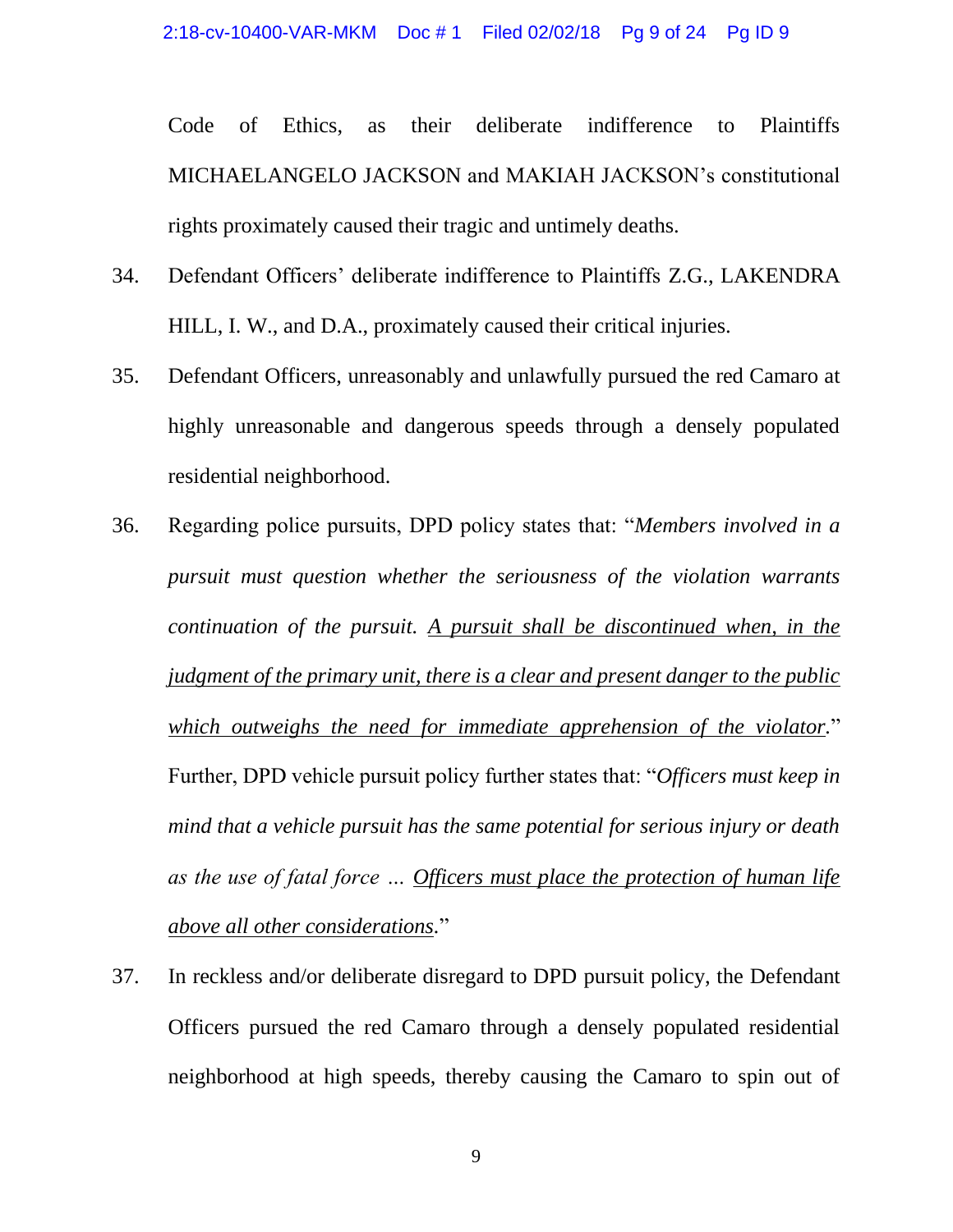Code of Ethics, as their deliberate indifference to Plaintiffs MICHAELANGELO JACKSON and MAKIAH JACKSON's constitutional rights proximately caused their tragic and untimely deaths.

34. Defendant Officers' deliberate indifference to Plaintiffs Z.G., LAKENDRA HILL, I. W., and D.A., proximately caused their critical injuries.

35. Defendant Officers, unreasonably and unlawfully pursued the red Camaro at highly unreasonable and dangerous speeds through a densely populated residential neighborhood.

36. Regarding police pursuits, DPD policy states that: "*Members involved in a pursuit must question whether the seriousness of the violation warrants continuation of the pursuit. <u>A pursuit shall be discontinued when, in the judgment of the primary unit, there is a clear and present danger to the public which outweighs the need for immediate apprehension of the violator</u>.*" Further, DPD vehicle pursuit policy further states that: "*Officers must keep in mind that a vehicle pursuit has the same potential for serious injury or death as the use of fatal force … <u>Officers must place the protection of human life above all other considerations</u>.*"

37. In reckless and/or deliberate disregard to DPD pursuit policy, the Defendant Officers pursued the red Camaro through a densely populated residential neighborhood at high speeds, thereby causing the Camaro to spin out of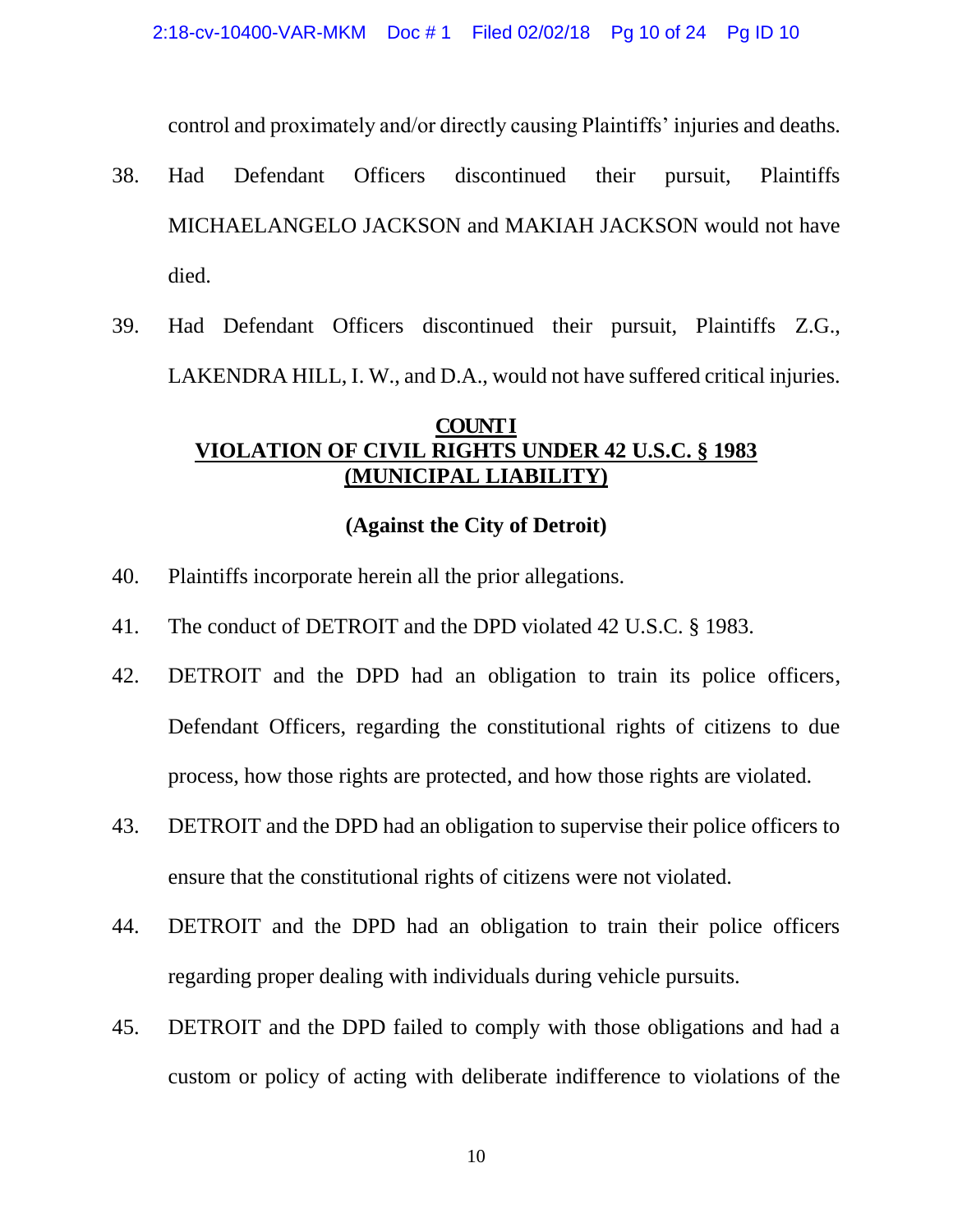control and proximately and/or directly causing Plaintiffs' injuries and deaths.

38. Had Defendant Officers discontinued their pursuit, Plaintiffs MICHAELANGELO JACKSON and MAKIAH JACKSON would not have died.

39. Had Defendant Officers discontinued their pursuit, Plaintiffs Z.G., LAKENDRA HILL, I. W., and D.A., would not have suffered critical injuries.

## COUNT I
## VIOLATION OF CIVIL RIGHTS UNDER 42 U.S.C. § 1983 (MUNICIPAL LIABILITY)

**(Against the City of Detroit)**

40. Plaintiffs incorporate herein all the prior allegations.

41. The conduct of DETROIT and the DPD violated 42 U.S.C. § 1983.

42. DETROIT and the DPD had an obligation to train its police officers, Defendant Officers, regarding the constitutional rights of citizens to due process, how those rights are protected, and how those rights are violated.

43. DETROIT and the DPD had an obligation to supervise their police officers to ensure that the constitutional rights of citizens were not violated.

44. DETROIT and the DPD had an obligation to train their police officers regarding proper dealing with individuals during vehicle pursuits.

45. DETROIT and the DPD failed to comply with those obligations and had a custom or policy of acting with deliberate indifference to violations of the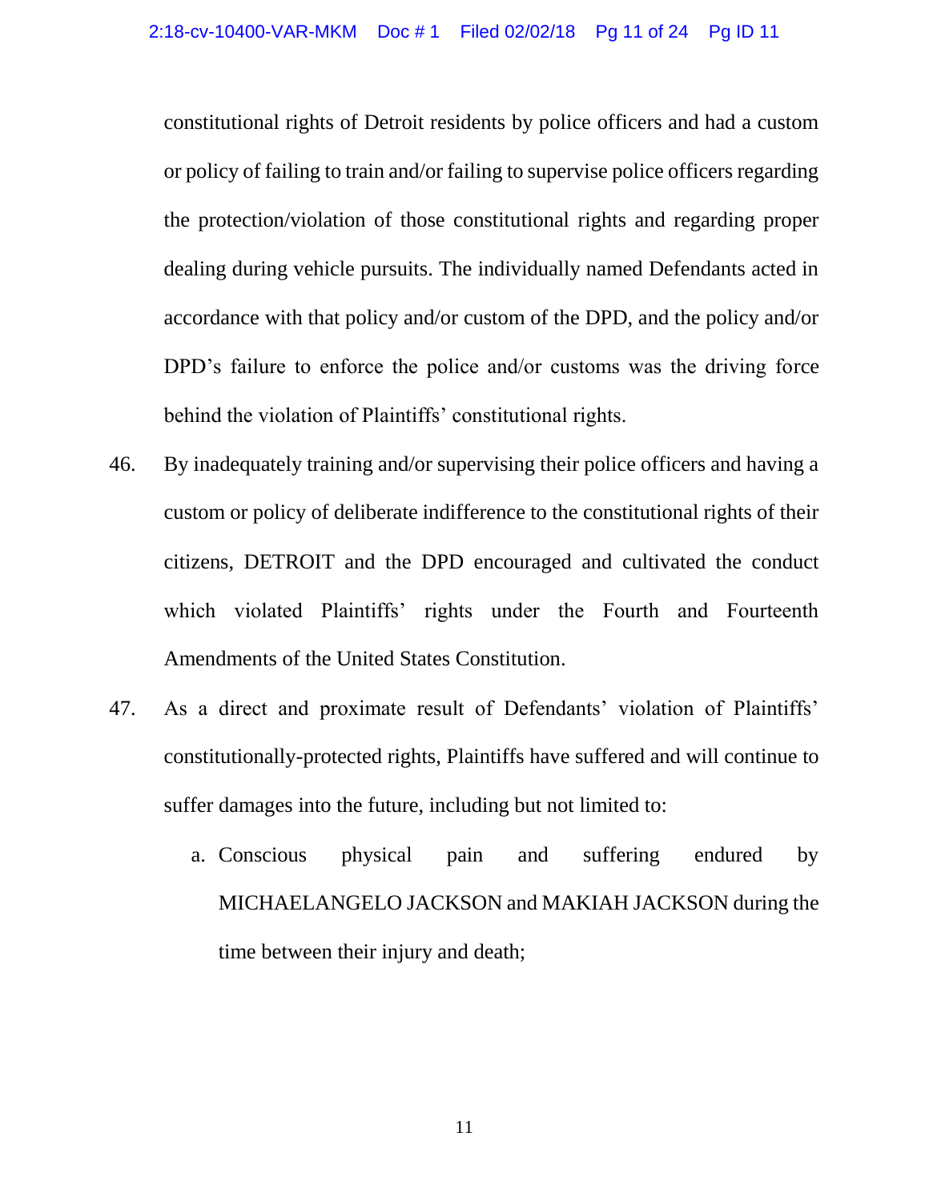constitutional rights of Detroit residents by police officers and had a custom or policy of failing to train and/or failing to supervise police officers regarding the protection/violation of those constitutional rights and regarding proper dealing during vehicle pursuits. The individually named Defendants acted in accordance with that policy and/or custom of the DPD, and the policy and/or DPD's failure to enforce the police and/or customs was the driving force behind the violation of Plaintiffs' constitutional rights.

46. By inadequately training and/or supervising their police officers and having a custom or policy of deliberate indifference to the constitutional rights of their citizens, DETROIT and the DPD encouraged and cultivated the conduct which violated Plaintiffs' rights under the Fourth and Fourteenth Amendments of the United States Constitution.

47. As a direct and proximate result of Defendants' violation of Plaintiffs' constitutionally-protected rights, Plaintiffs have suffered and will continue to suffer damages into the future, including but not limited to:

    a. Conscious physical pain and suffering endured by MICHAELANGELO JACKSON and MAKIAH JACKSON during the time between their injury and death;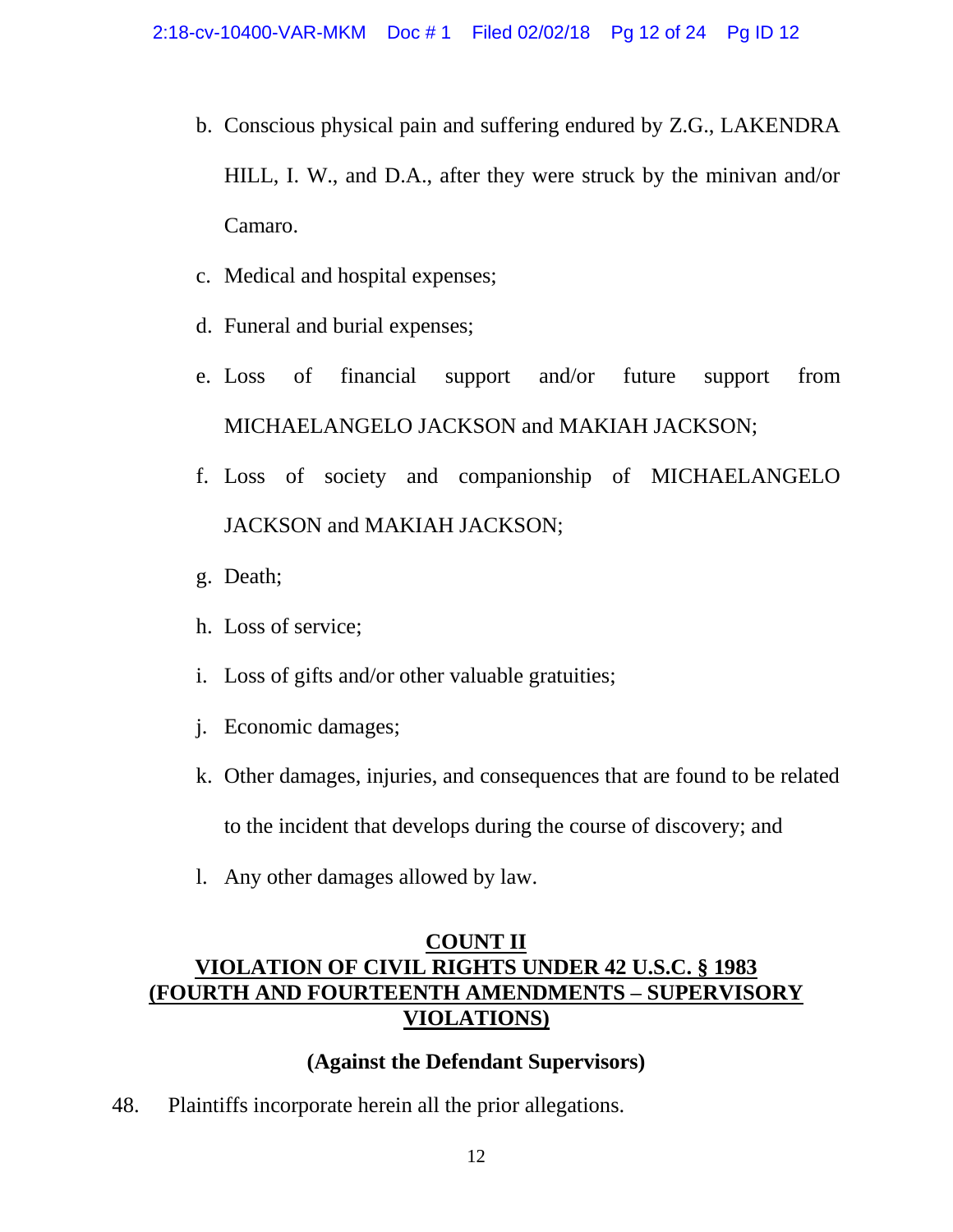b. Conscious physical pain and suffering endured by Z.G., LAKENDRA HILL, I. W., and D.A., after they were struck by the minivan and/or Camaro.

c. Medical and hospital expenses;

d. Funeral and burial expenses;

e. Loss of financial support and/or future support from MICHAELANGELO JACKSON and MAKIAH JACKSON;

f. Loss of society and companionship of MICHAELANGELO JACKSON and MAKIAH JACKSON;

g. Death;

h. Loss of service;

i. Loss of gifts and/or other valuable gratuities;

j. Economic damages;

k. Other damages, injuries, and consequences that are found to be related to the incident that develops during the course of discovery; and

l. Any other damages allowed by law.

**COUNT II**
**VIOLATION OF CIVIL RIGHTS UNDER 42 U.S.C. § 1983**
**(FOURTH AND FOURTEENTH AMENDMENTS – SUPERVISORY VIOLATIONS)**

**(Against the Defendant Supervisors)**

48. Plaintiffs incorporate herein all the prior allegations.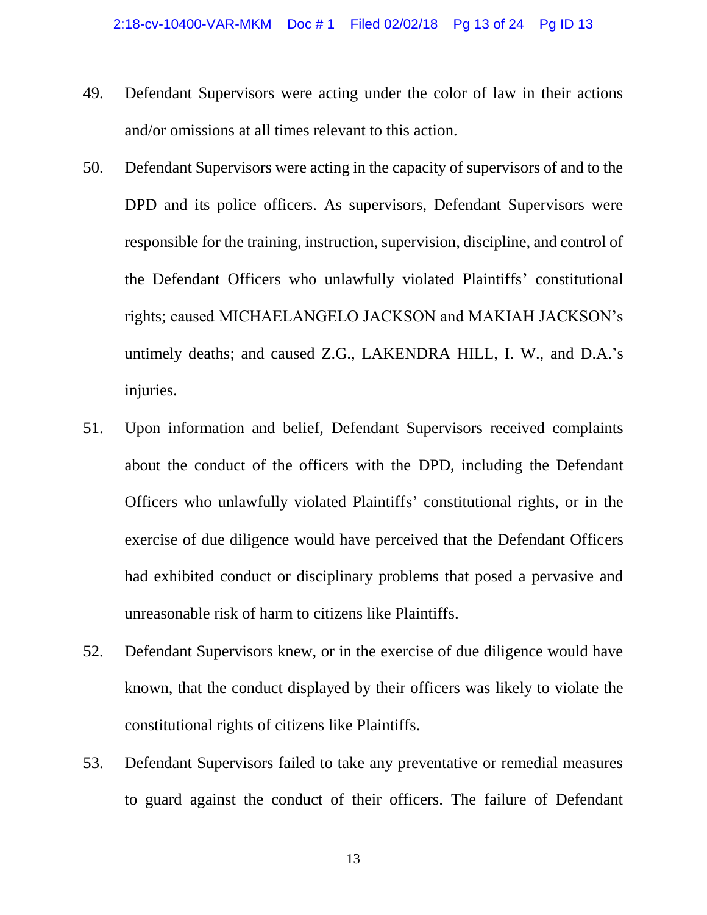49. Defendant Supervisors were acting under the color of law in their actions and/or omissions at all times relevant to this action.

50. Defendant Supervisors were acting in the capacity of supervisors of and to the DPD and its police officers. As supervisors, Defendant Supervisors were responsible for the training, instruction, supervision, discipline, and control of the Defendant Officers who unlawfully violated Plaintiffs' constitutional rights; caused MICHAELANGELO JACKSON and MAKIAH JACKSON's untimely deaths; and caused Z.G., LAKENDRA HILL, I. W., and D.A.'s injuries.

51. Upon information and belief, Defendant Supervisors received complaints about the conduct of the officers with the DPD, including the Defendant Officers who unlawfully violated Plaintiffs' constitutional rights, or in the exercise of due diligence would have perceived that the Defendant Officers had exhibited conduct or disciplinary problems that posed a pervasive and unreasonable risk of harm to citizens like Plaintiffs.

52. Defendant Supervisors knew, or in the exercise of due diligence would have known, that the conduct displayed by their officers was likely to violate the constitutional rights of citizens like Plaintiffs.

53. Defendant Supervisors failed to take any preventative or remedial measures to guard against the conduct of their officers. The failure of Defendant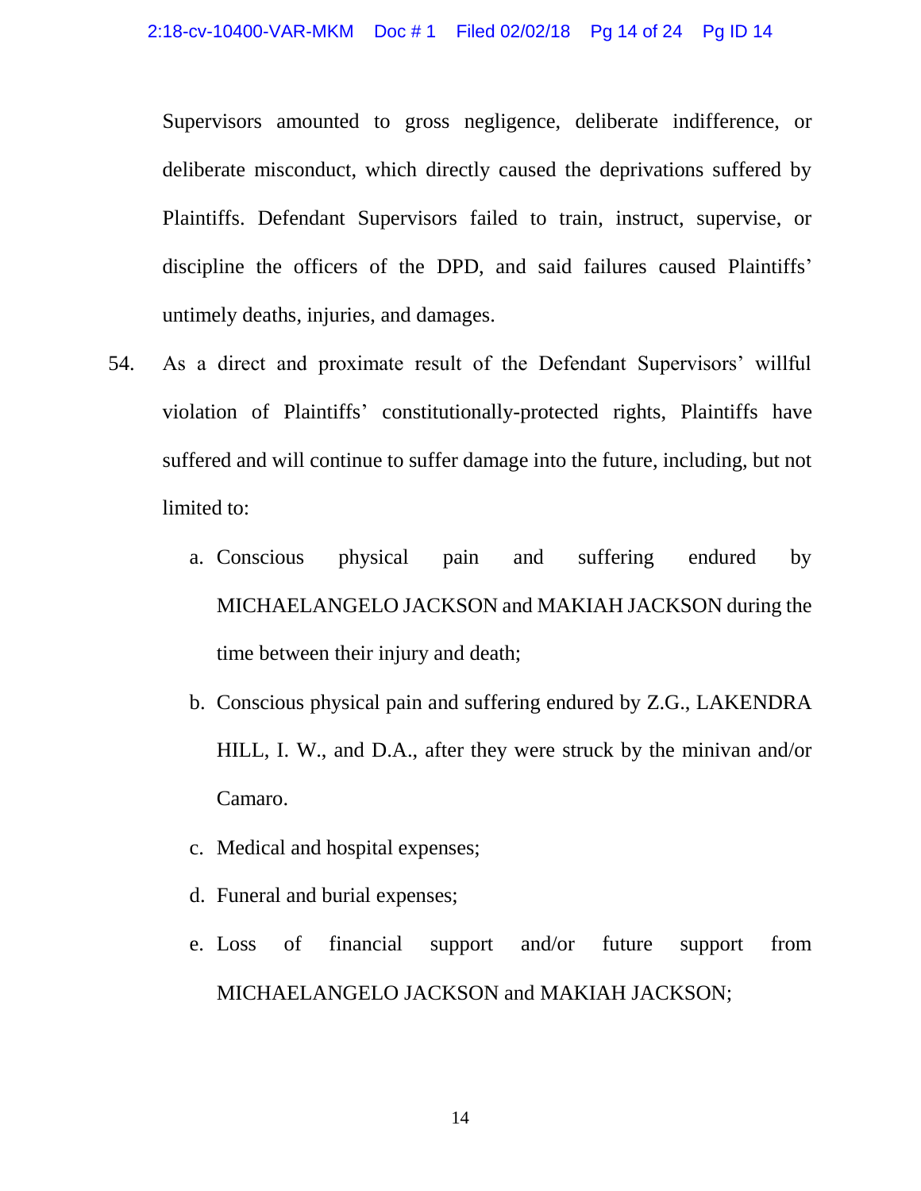Supervisors amounted to gross negligence, deliberate indifference, or deliberate misconduct, which directly caused the deprivations suffered by Plaintiffs. Defendant Supervisors failed to train, instruct, supervise, or discipline the officers of the DPD, and said failures caused Plaintiffs' untimely deaths, injuries, and damages.

54. As a direct and proximate result of the Defendant Supervisors' willful violation of Plaintiffs' constitutionally-protected rights, Plaintiffs have suffered and will continue to suffer damage into the future, including, but not limited to:

   a. Conscious physical pain and suffering endured by MICHAELANGELO JACKSON and MAKIAH JACKSON during the time between their injury and death;

   b. Conscious physical pain and suffering endured by Z.G., LAKENDRA HILL, I. W., and D.A., after they were struck by the minivan and/or Camaro.

   c. Medical and hospital expenses;

   d. Funeral and burial expenses;

   e. Loss of financial support and/or future support from MICHAELANGELO JACKSON and MAKIAH JACKSON;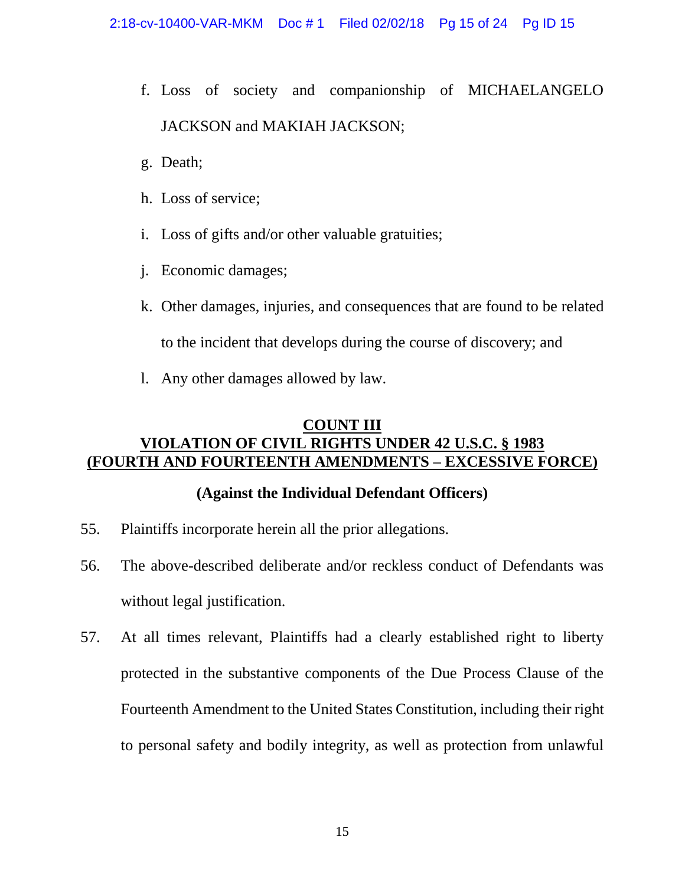f. Loss of society and companionship of MICHAELANGELO JACKSON and MAKIAH JACKSON;

g. Death;

h. Loss of service;

i. Loss of gifts and/or other valuable gratuities;

j. Economic damages;

k. Other damages, injuries, and consequences that are found to be related to the incident that develops during the course of discovery; and

l. Any other damages allowed by law.

## COUNT III
## VIOLATION OF CIVIL RIGHTS UNDER 42 U.S.C. § 1983 (FOURTH AND FOURTEENTH AMENDMENTS – EXCESSIVE FORCE)

**(Against the Individual Defendant Officers)**

55. Plaintiffs incorporate herein all the prior allegations.

56. The above-described deliberate and/or reckless conduct of Defendants was without legal justification.

57. At all times relevant, Plaintiffs had a clearly established right to liberty protected in the substantive components of the Due Process Clause of the Fourteenth Amendment to the United States Constitution, including their right to personal safety and bodily integrity, as well as protection from unlawful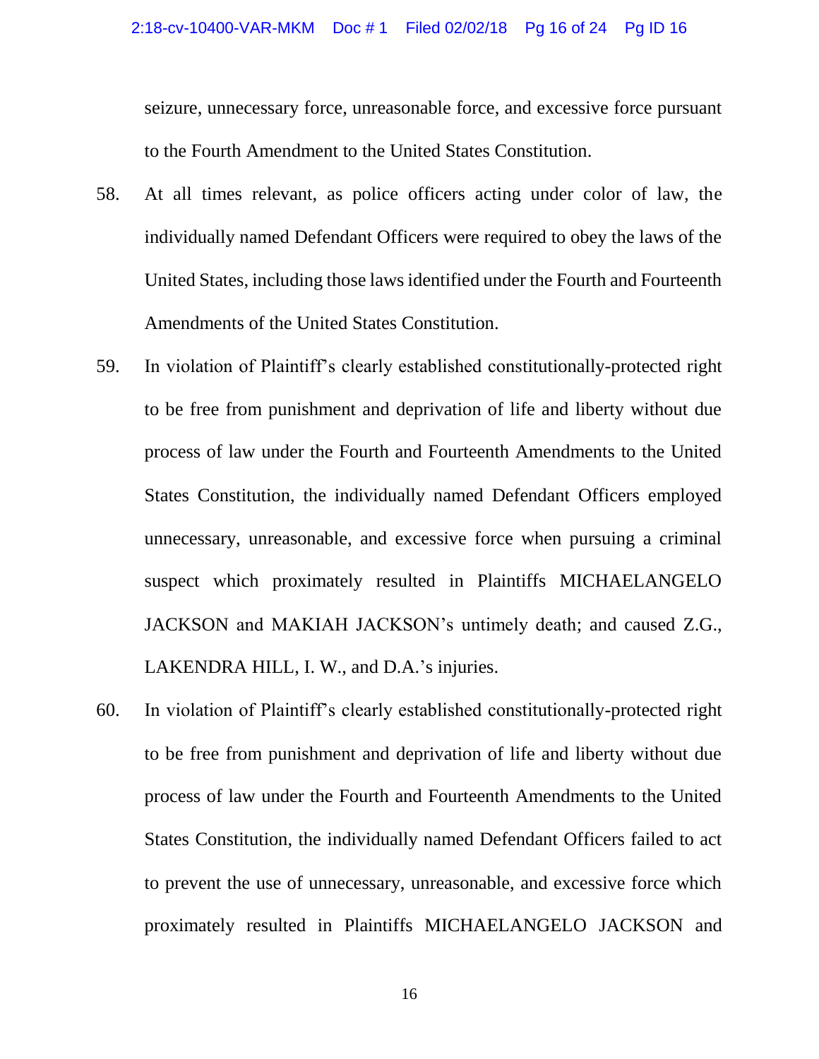seizure, unnecessary force, unreasonable force, and excessive force pursuant to the Fourth Amendment to the United States Constitution.

58. At all times relevant, as police officers acting under color of law, the individually named Defendant Officers were required to obey the laws of the United States, including those laws identified under the Fourth and Fourteenth Amendments of the United States Constitution.

59. In violation of Plaintiff's clearly established constitutionally-protected right to be free from punishment and deprivation of life and liberty without due process of law under the Fourth and Fourteenth Amendments to the United States Constitution, the individually named Defendant Officers employed unnecessary, unreasonable, and excessive force when pursuing a criminal suspect which proximately resulted in Plaintiffs MICHAELANGELO JACKSON and MAKIAH JACKSON's untimely death; and caused Z.G., LAKENDRA HILL, I. W., and D.A.'s injuries.

60. In violation of Plaintiff's clearly established constitutionally-protected right to be free from punishment and deprivation of life and liberty without due process of law under the Fourth and Fourteenth Amendments to the United States Constitution, the individually named Defendant Officers failed to act to prevent the use of unnecessary, unreasonable, and excessive force which proximately resulted in Plaintiffs MICHAELANGELO JACKSON and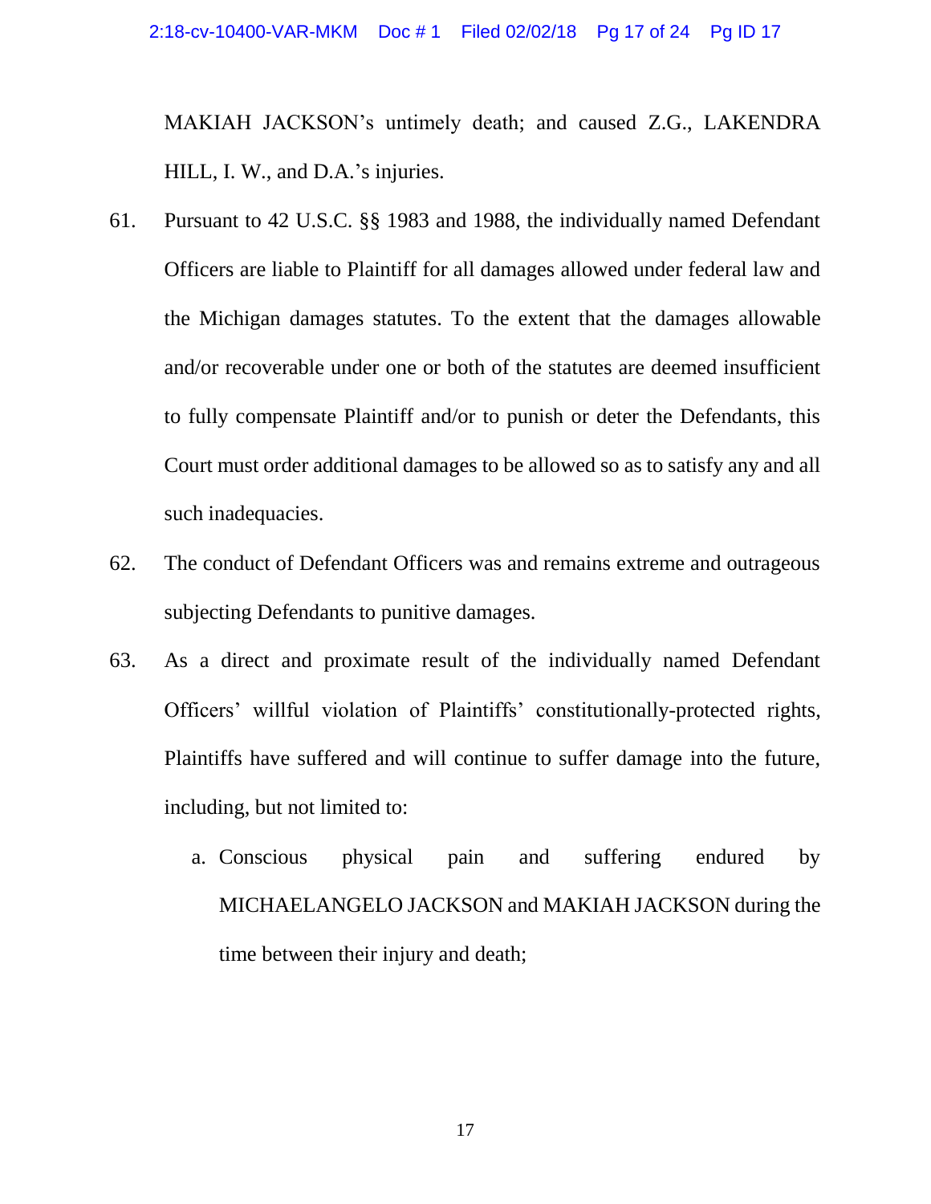MAKIAH JACKSON's untimely death; and caused Z.G., LAKENDRA HILL, I. W., and D.A.'s injuries.

61. Pursuant to 42 U.S.C. §§ 1983 and 1988, the individually named Defendant Officers are liable to Plaintiff for all damages allowed under federal law and the Michigan damages statutes. To the extent that the damages allowable and/or recoverable under one or both of the statutes are deemed insufficient to fully compensate Plaintiff and/or to punish or deter the Defendants, this Court must order additional damages to be allowed so as to satisfy any and all such inadequacies.

62. The conduct of Defendant Officers was and remains extreme and outrageous subjecting Defendants to punitive damages.

63. As a direct and proximate result of the individually named Defendant Officers' willful violation of Plaintiffs' constitutionally-protected rights, Plaintiffs have suffered and will continue to suffer damage into the future, including, but not limited to:

   a. Conscious physical pain and suffering endured by MICHAELANGELO JACKSON and MAKIAH JACKSON during the time between their injury and death;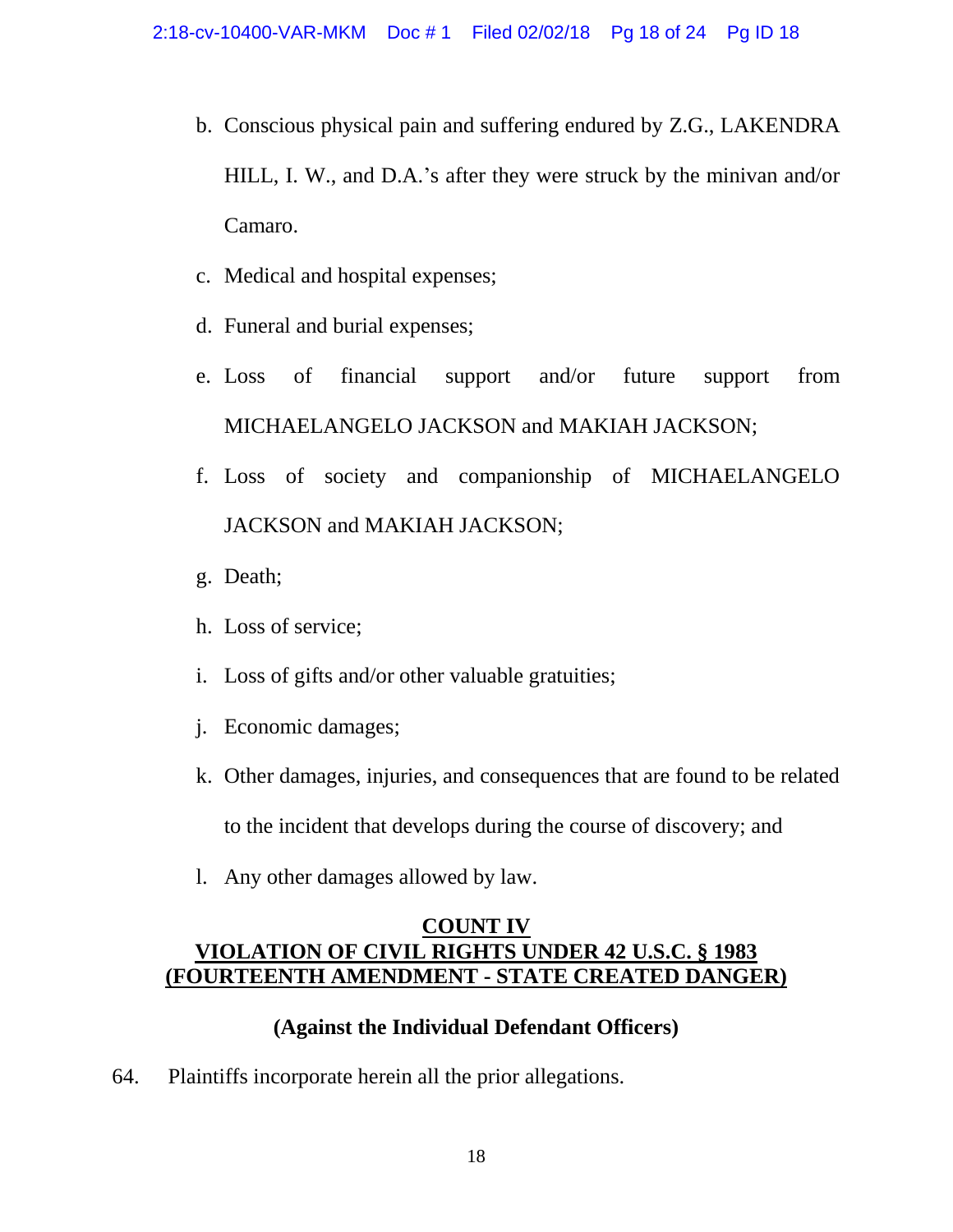b. Conscious physical pain and suffering endured by Z.G., LAKENDRA HILL, I. W., and D.A.'s after they were struck by the minivan and/or Camaro.

c. Medical and hospital expenses;

d. Funeral and burial expenses;

e. Loss of financial support and/or future support from MICHAELANGELO JACKSON and MAKIAH JACKSON;

f. Loss of society and companionship of MICHAELANGELO JACKSON and MAKIAH JACKSON;

g. Death;

h. Loss of service;

i. Loss of gifts and/or other valuable gratuities;

j. Economic damages;

k. Other damages, injuries, and consequences that are found to be related to the incident that develops during the course of discovery; and

l. Any other damages allowed by law.

**COUNT IV**
**VIOLATION OF CIVIL RIGHTS UNDER 42 U.S.C. § 1983**
**(FOURTEENTH AMENDMENT - STATE CREATED DANGER)**

**(Against the Individual Defendant Officers)**

64. Plaintiffs incorporate herein all the prior allegations.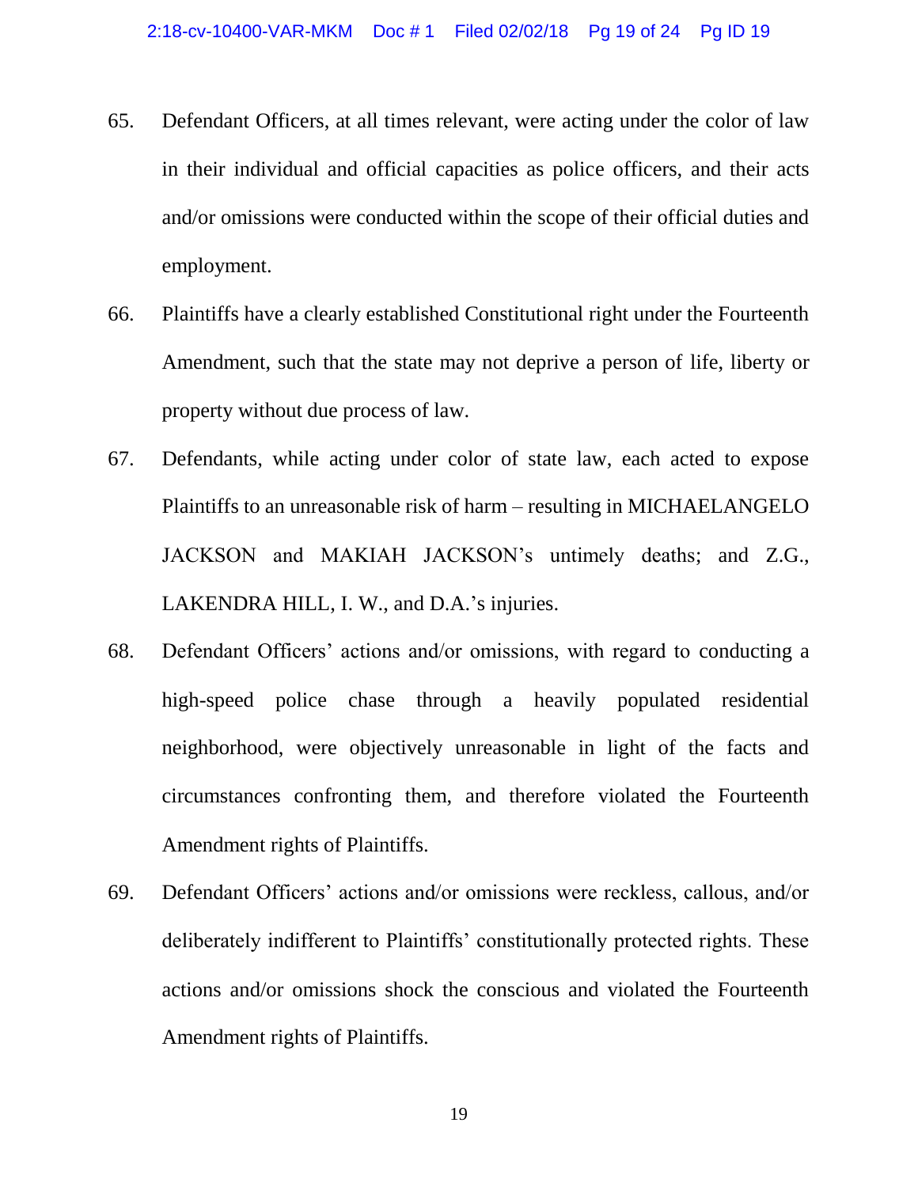65. Defendant Officers, at all times relevant, were acting under the color of law in their individual and official capacities as police officers, and their acts and/or omissions were conducted within the scope of their official duties and employment.

66. Plaintiffs have a clearly established Constitutional right under the Fourteenth Amendment, such that the state may not deprive a person of life, liberty or property without due process of law.

67. Defendants, while acting under color of state law, each acted to expose Plaintiffs to an unreasonable risk of harm – resulting in MICHAELANGELO JACKSON and MAKIAH JACKSON's untimely deaths; and Z.G., LAKENDRA HILL, I. W., and D.A.'s injuries.

68. Defendant Officers' actions and/or omissions, with regard to conducting a high-speed police chase through a heavily populated residential neighborhood, were objectively unreasonable in light of the facts and circumstances confronting them, and therefore violated the Fourteenth Amendment rights of Plaintiffs.

69. Defendant Officers' actions and/or omissions were reckless, callous, and/or deliberately indifferent to Plaintiffs' constitutionally protected rights. These actions and/or omissions shock the conscious and violated the Fourteenth Amendment rights of Plaintiffs.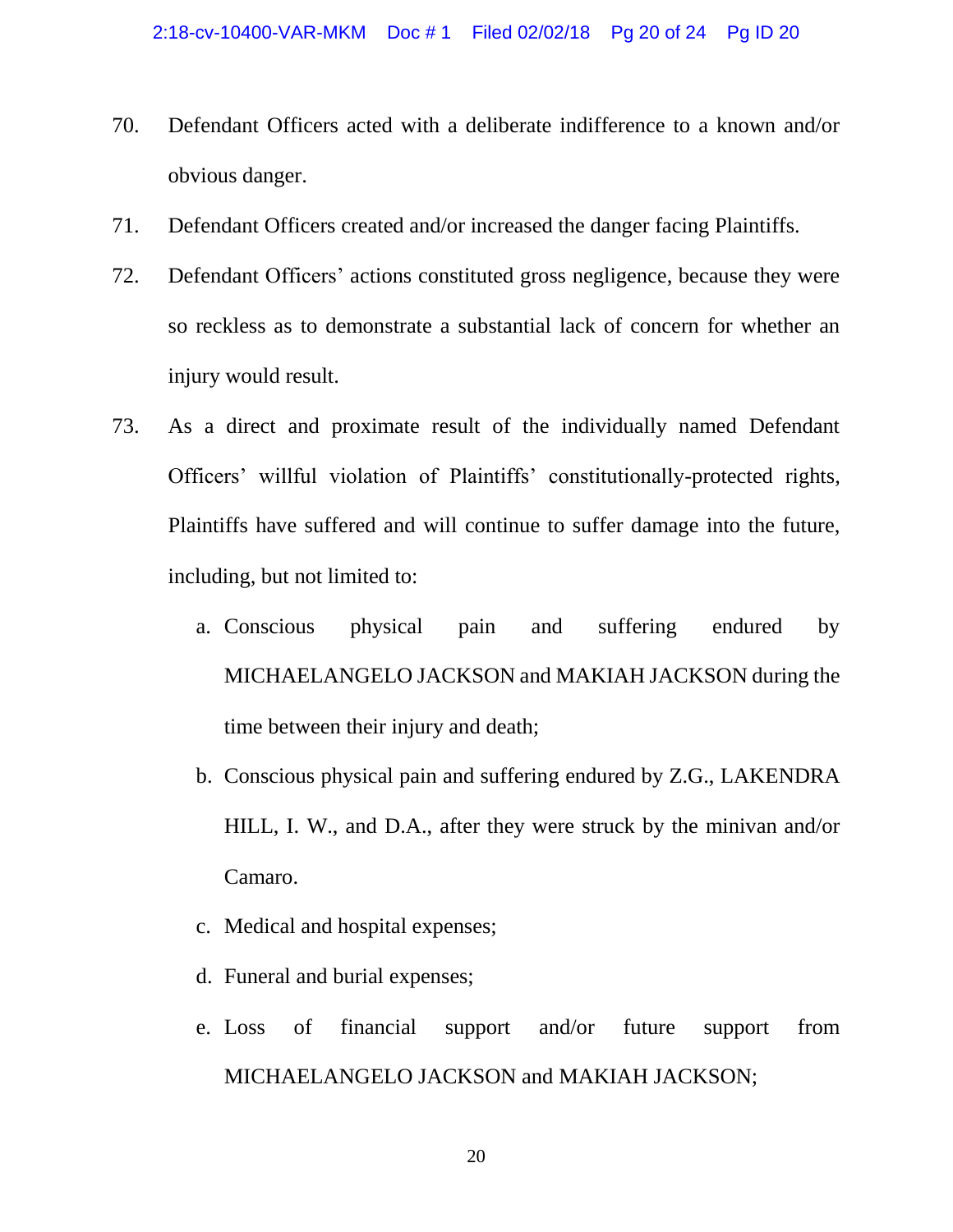70. Defendant Officers acted with a deliberate indifference to a known and/or obvious danger.

71. Defendant Officers created and/or increased the danger facing Plaintiffs.

72. Defendant Officers' actions constituted gross negligence, because they were so reckless as to demonstrate a substantial lack of concern for whether an injury would result.

73. As a direct and proximate result of the individually named Defendant Officers' willful violation of Plaintiffs' constitutionally-protected rights, Plaintiffs have suffered and will continue to suffer damage into the future, including, but not limited to:

    a. Conscious physical pain and suffering endured by MICHAELANGELO JACKSON and MAKIAH JACKSON during the time between their injury and death;

    b. Conscious physical pain and suffering endured by Z.G., LAKENDRA HILL, I. W., and D.A., after they were struck by the minivan and/or Camaro.

    c. Medical and hospital expenses;

    d. Funeral and burial expenses;

    e. Loss of financial support and/or future support from MICHAELANGELO JACKSON and MAKIAH JACKSON;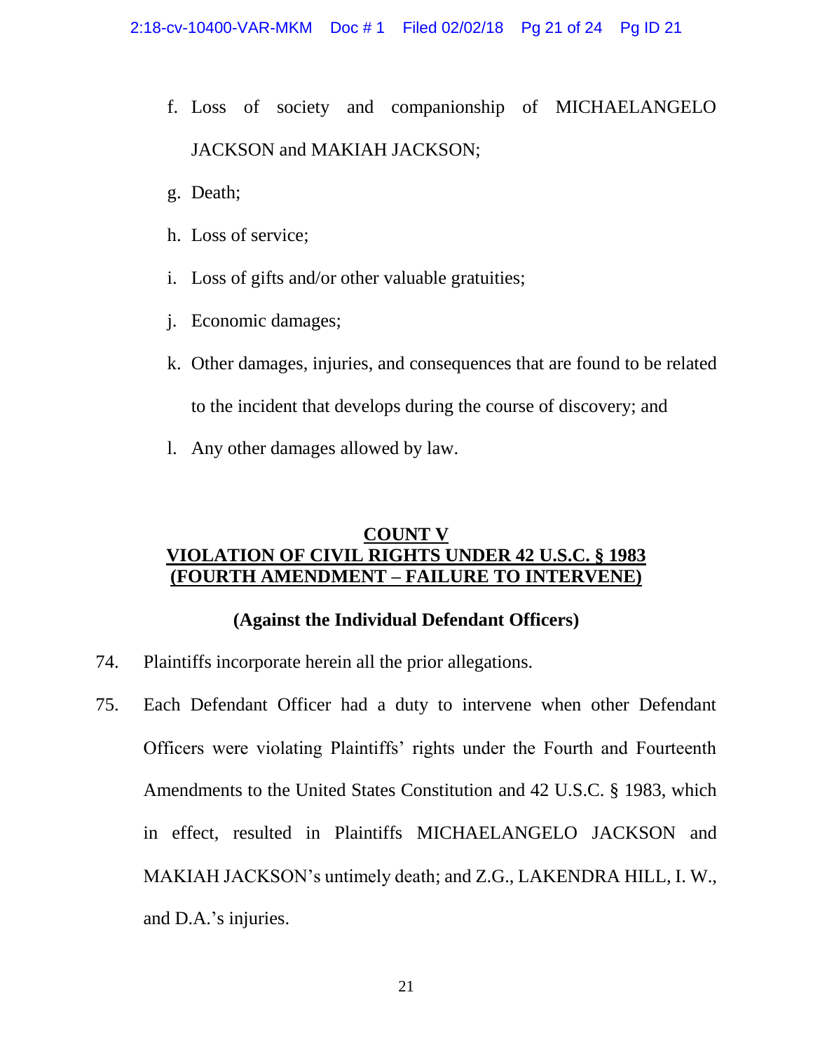f. Loss of society and companionship of MICHAELANGELO JACKSON and MAKIAH JACKSON;

g. Death;

h. Loss of service;

i. Loss of gifts and/or other valuable gratuities;

j. Economic damages;

k. Other damages, injuries, and consequences that are found to be related to the incident that develops during the course of discovery; and

l. Any other damages allowed by law.

## COUNT V
## VIOLATION OF CIVIL RIGHTS UNDER 42 U.S.C. § 1983
## (FOURTH AMENDMENT – FAILURE TO INTERVENE)

**(Against the Individual Defendant Officers)**

74. Plaintiffs incorporate herein all the prior allegations.

75. Each Defendant Officer had a duty to intervene when other Defendant Officers were violating Plaintiffs' rights under the Fourth and Fourteenth Amendments to the United States Constitution and 42 U.S.C. § 1983, which in effect, resulted in Plaintiffs MICHAELANGELO JACKSON and MAKIAH JACKSON's untimely death; and Z.G., LAKENDRA HILL, I. W., and D.A.'s injuries.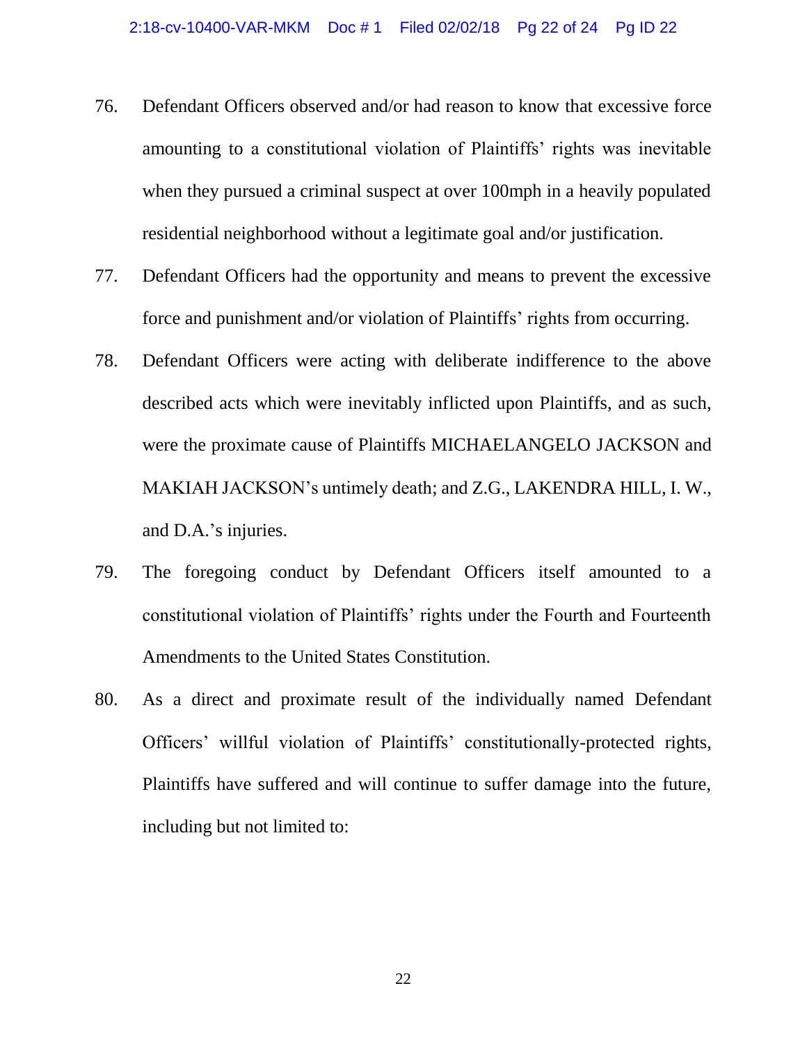76. Defendant Officers observed and/or had reason to know that excessive force amounting to a constitutional violation of Plaintiffs' rights was inevitable when they pursued a criminal suspect at over 100mph in a heavily populated residential neighborhood without a legitimate goal and/or justification.

77. Defendant Officers had the opportunity and means to prevent the excessive force and punishment and/or violation of Plaintiffs' rights from occurring.

78. Defendant Officers were acting with deliberate indifference to the above described acts which were inevitably inflicted upon Plaintiffs, and as such, were the proximate cause of Plaintiffs MICHAELANGELO JACKSON and MAKIAH JACKSON's untimely death; and Z.G., LAKENDRA HILL, I. W., and D.A.'s injuries.

79. The foregoing conduct by Defendant Officers itself amounted to a constitutional violation of Plaintiffs' rights under the Fourth and Fourteenth Amendments to the United States Constitution.

80. As a direct and proximate result of the individually named Defendant Officers' willful violation of Plaintiffs' constitutionally-protected rights, Plaintiffs have suffered and will continue to suffer damage into the future, including but not limited to: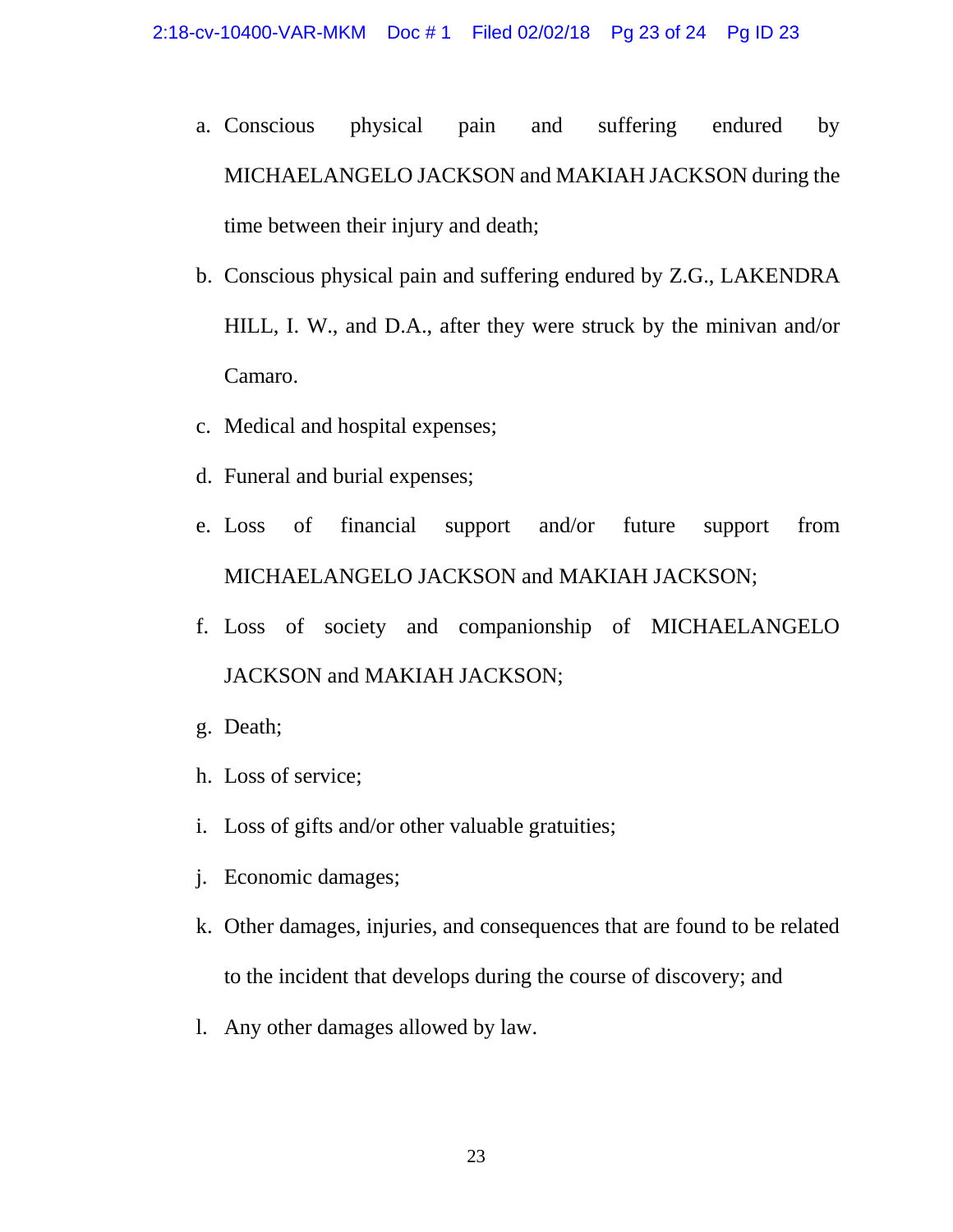a. Conscious physical pain and suffering endured by MICHAELANGELO JACKSON and MAKIAH JACKSON during the time between their injury and death;

b. Conscious physical pain and suffering endured by Z.G., LAKENDRA HILL, I. W., and D.A., after they were struck by the minivan and/or Camaro.

c. Medical and hospital expenses;

d. Funeral and burial expenses;

e. Loss of financial support and/or future support from MICHAELANGELO JACKSON and MAKIAH JACKSON;

f. Loss of society and companionship of MICHAELANGELO JACKSON and MAKIAH JACKSON;

g. Death;

h. Loss of service;

i. Loss of gifts and/or other valuable gratuities;

j. Economic damages;

k. Other damages, injuries, and consequences that are found to be related to the incident that develops during the course of discovery; and

l. Any other damages allowed by law.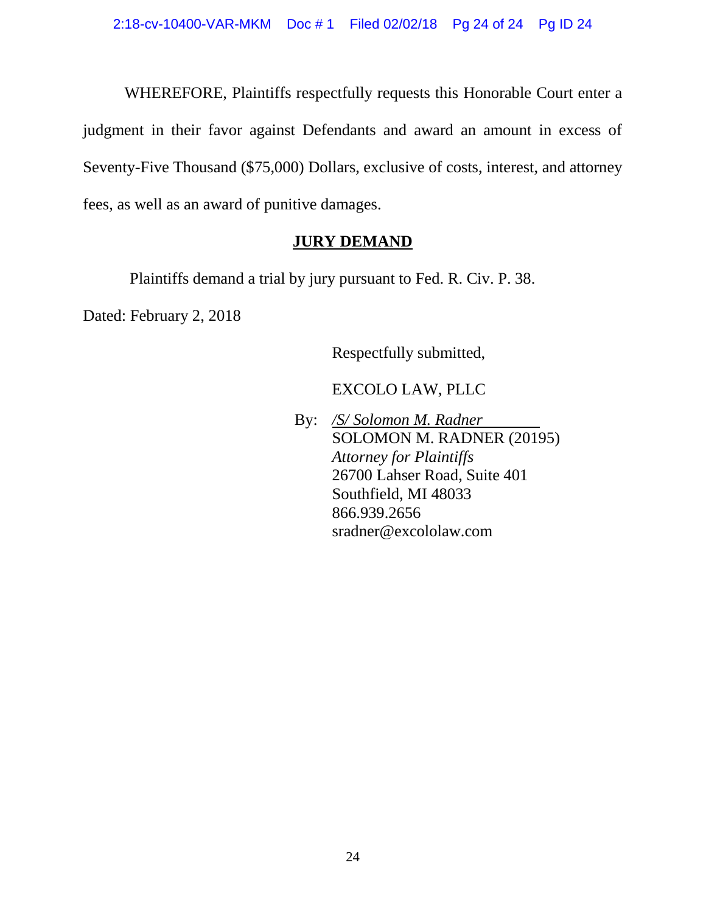WHEREFORE, Plaintiffs respectfully requests this Honorable Court enter a judgment in their favor against Defendants and award an amount in excess of Seventy-Five Thousand ($75,000) Dollars, exclusive of costs, interest, and attorney fees, as well as an award of punitive damages.

## JURY DEMAND

Plaintiffs demand a trial by jury pursuant to Fed. R. Civ. P. 38.

Dated: February 2, 2018

Respectfully submitted,

EXCOLO LAW, PLLC

By: */S/ Solomon M. Radner*
SOLOMON M. RADNER (20195)
*Attorney for Plaintiffs*
26700 Lahser Road, Suite 401
Southfield, MI 48033
866.939.2656
sradner@excololaw.com